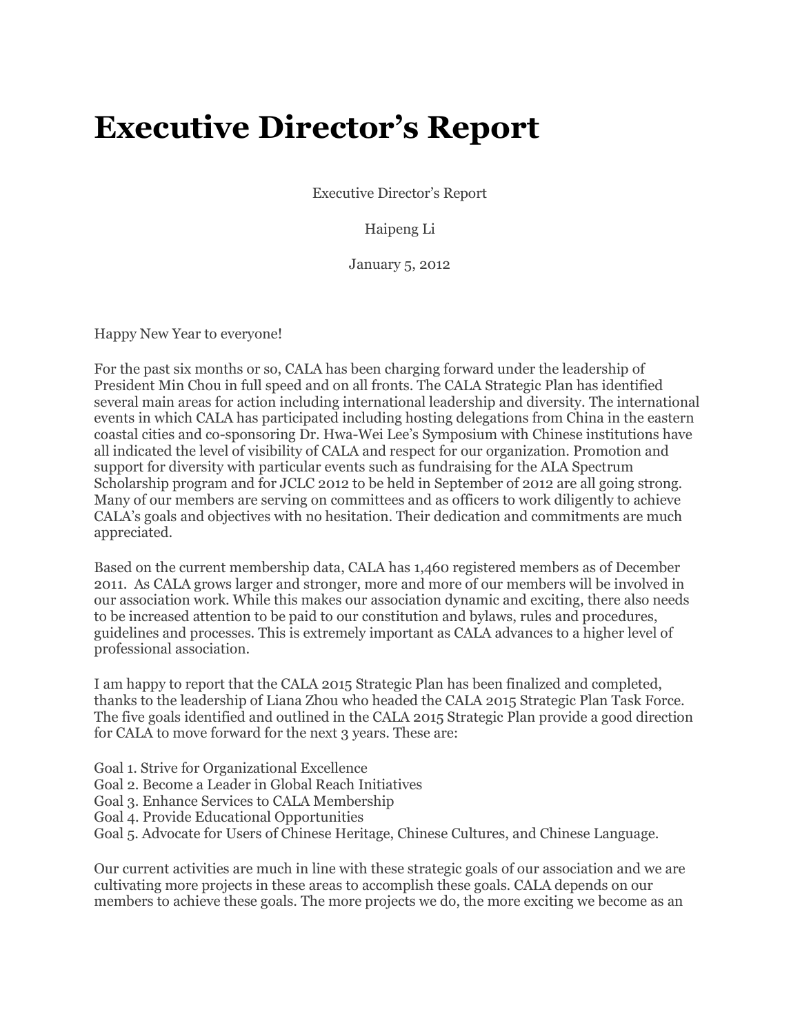# Executive Director's Report

Executive Director's Report

Haipeng Li

January 5, 2012

Happy New Year to everyone!

For the past six months or so, CALA has been charging forward under the leadership of President Min Chou in full speed and on all fronts. The CALA Strategic Plan has identified several main areas for action including international leadership and diversity. The international events in which CALA has participated including hosting delegations from China in the eastern coastal cities and co-sponsoring Dr. Hwa-Wei Lee's Symposium with Chinese institutions have all indicated the level of visibility of CALA and respect for our organization. Promotion and support for diversity with particular events such as fundraising for the ALA Spectrum Scholarship program and for JCLC 2012 to be held in September of 2012 are all going strong. Many of our members are serving on committees and as officers to work diligently to achieve CALA's goals and objectives with no hesitation. Their dedication and commitments are much appreciated.

Based on the current membership data, CALA has 1,460 registered members as of December 2011. As CALA grows larger and stronger, more and more of our members will be involved in our association work. While this makes our association dynamic and exciting, there also needs to be increased attention to be paid to our constitution and bylaws, rules and procedures, guidelines and processes. This is extremely important as CALA advances to a higher level of professional association.

I am happy to report that the CALA 2015 Strategic Plan has been finalized and completed, thanks to the leadership of Liana Zhou who headed the CALA 2015 Strategic Plan Task Force. The five goals identified and outlined in the CALA 2015 Strategic Plan provide a good direction for CALA to move forward for the next 3 years. These are:

Goal 1. Strive for Organizational Excellence
Goal 2. Become a Leader in Global Reach Initiatives
Goal 3. Enhance Services to CALA Membership
Goal 4. Provide Educational Opportunities
Goal 5. Advocate for Users of Chinese Heritage, Chinese Cultures, and Chinese Language.

Our current activities are much in line with these strategic goals of our association and we are cultivating more projects in these areas to accomplish these goals. CALA depends on our members to achieve these goals. The more projects we do, the more exciting we become as an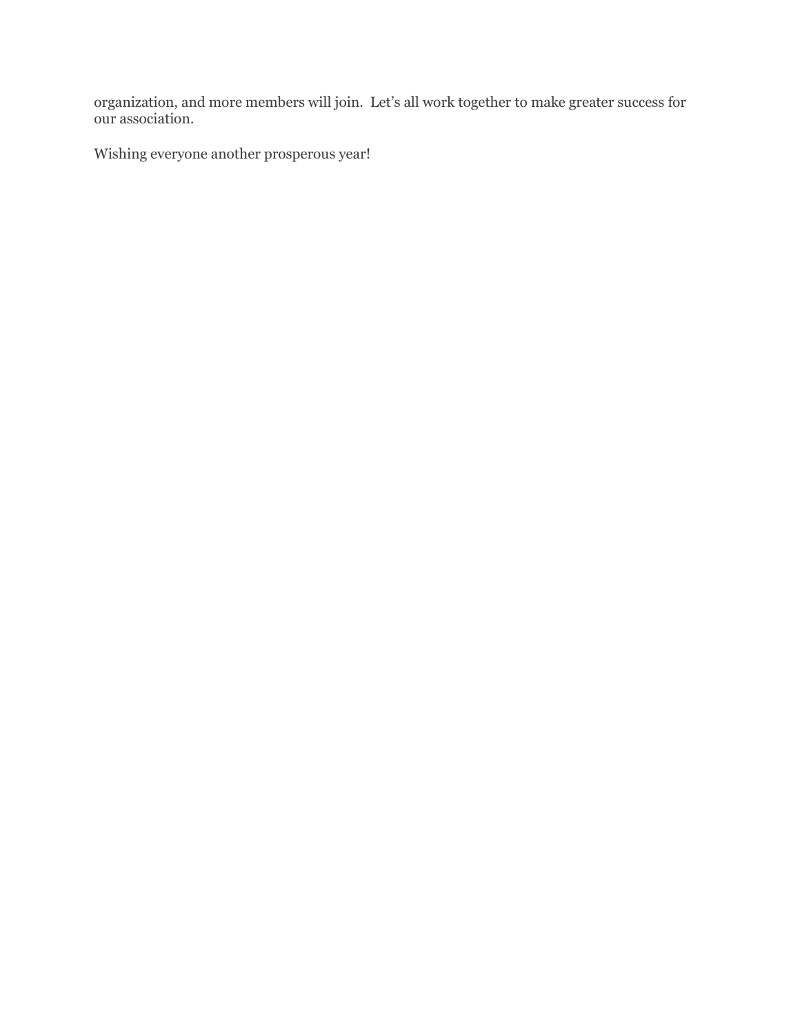organization, and more members will join.  Let's all work together to make greater success for our association.

Wishing everyone another prosperous year!